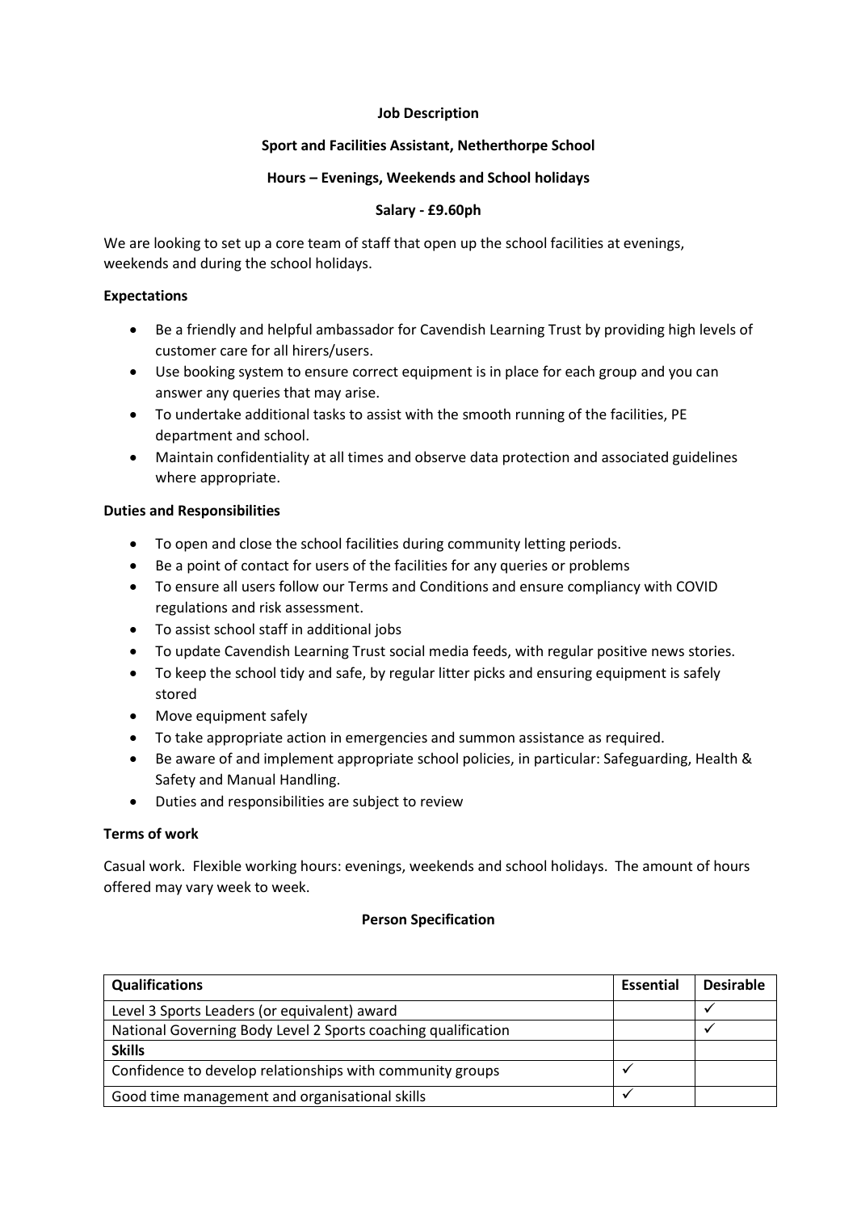**Job Description**

**Sport and Facilities Assistant, Netherthorpe School**

**Hours – Evenings, Weekends and School holidays**

**Salary - £9.60ph**

We are looking to set up a core team of staff that open up the school facilities at evenings, weekends and during the school holidays.

**Expectations**

- Be a friendly and helpful ambassador for Cavendish Learning Trust by providing high levels of customer care for all hirers/users.
- Use booking system to ensure correct equipment is in place for each group and you can answer any queries that may arise.
- To undertake additional tasks to assist with the smooth running of the facilities, PE department and school.
- Maintain confidentiality at all times and observe data protection and associated guidelines where appropriate.

**Duties and Responsibilities**

- To open and close the school facilities during community letting periods.
- Be a point of contact for users of the facilities for any queries or problems
- To ensure all users follow our Terms and Conditions and ensure compliancy with COVID regulations and risk assessment.
- To assist school staff in additional jobs
- To update Cavendish Learning Trust social media feeds, with regular positive news stories.
- To keep the school tidy and safe, by regular litter picks and ensuring equipment is safely stored
- Move equipment safely
- To take appropriate action in emergencies and summon assistance as required.
- Be aware of and implement appropriate school policies, in particular: Safeguarding, Health & Safety and Manual Handling.
- Duties and responsibilities are subject to review

**Terms of work**

Casual work. Flexible working hours: evenings, weekends and school holidays. The amount of hours offered may vary week to week.

**Person Specification**

| **Qualifications** | **Essential** | **Desirable** |
|---|---|---|
| Level 3 Sports Leaders (or equivalent) award | | ✓ |
| National Governing Body Level 2 Sports coaching qualification | | ✓ |
| **Skills** | | |
| Confidence to develop relationships with community groups | ✓ | |
| Good time management and organisational skills | ✓ | |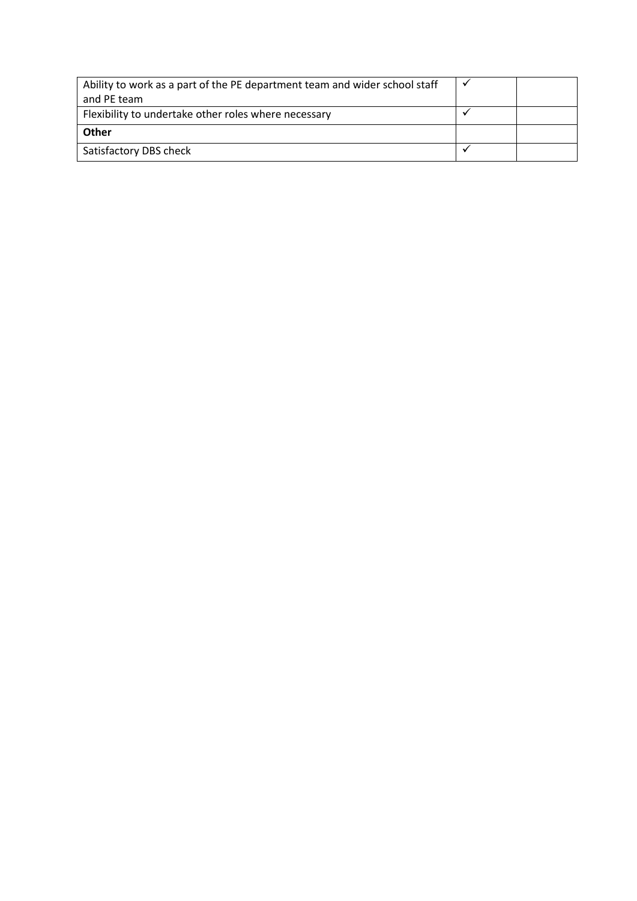| | | |
|---|---|---|
| Ability to work as a part of the PE department team and wider school staff and PE team | ✓ | |
| Flexibility to undertake other roles where necessary | ✓ | |
| **Other** | | |
| Satisfactory DBS check | ✓ | |